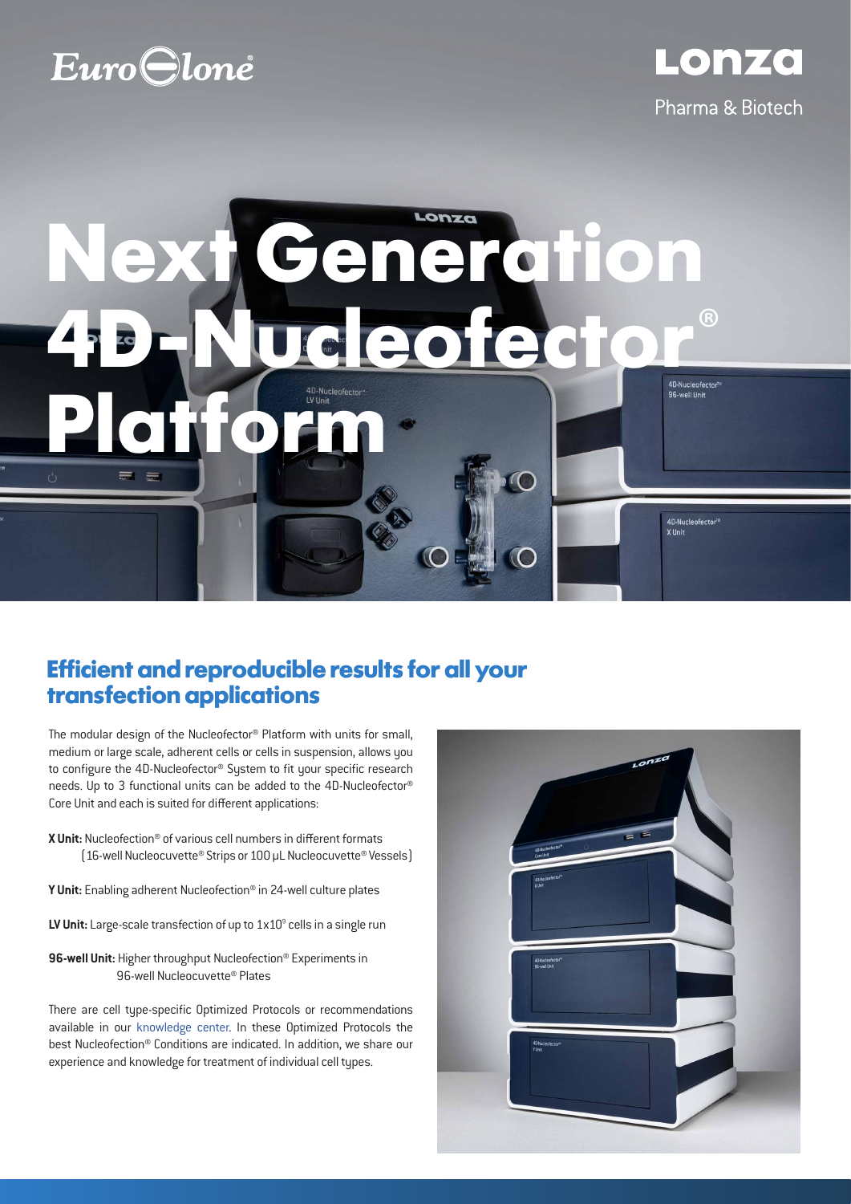# Next Generation 4D-Nucleofector® Platform

## Efficient and reproducible results for all your transfection applications

The modular design of the Nucleofector® Platform with units for small, medium or large scale, adherent cells or cells in suspension, allows you to configure the 4D-Nucleofector® System to fit your specific research needs. Up to 3 functional units can be added to the 4D-Nucleofector® Core Unit and each is suited for different applications:

**X Unit:** Nucleofection® of various cell numbers in different formats (16-well Nucleocuvette® Strips or 100 µL Nucleocuvette® Vessels)

**Y Unit:** Enabling adherent Nucleofection® in 24-well culture plates

**LV Unit:** Large-scale transfection of up to $1x10^9$ cells in a single run

**96-well Unit:** Higher throughput Nucleofection® Experiments in 96-well Nucleocuvette® Plates

There are cell type-specific Optimized Protocols or recommendations available in our knowledge center. In these Optimized Protocols the best Nucleofection® Conditions are indicated. In addition, we share our experience and knowledge for treatment of individual cell types.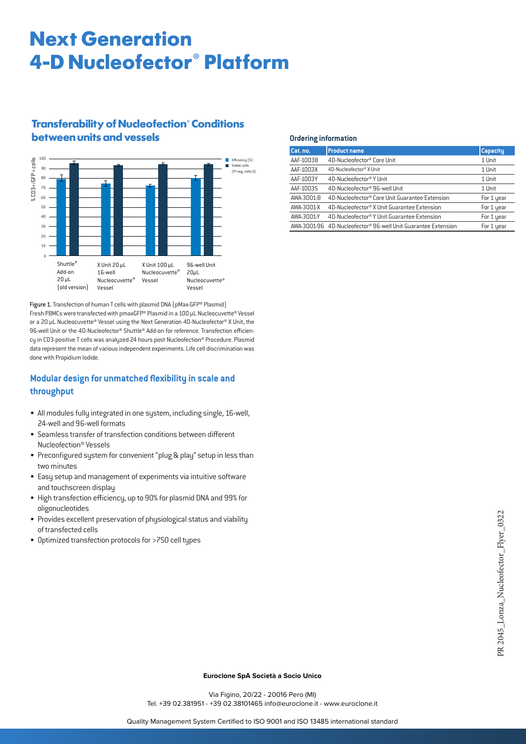# Next Generation 4-D Nucleofector® Platform

## Transferability of Nucleofection® Conditions between units and vessels

% CD3+/GFP+ cells

100
90
80
70
60
50
40
30
20
10
0

Efficiency (%)
Viable cells (PI neg. cells,%)

Shuttle® Add-on 20 µL (old version)
X Unit 20 µL 16-well Nucleocuvette® Vessel
X Unit 100 µL Nucleocuvette® Vessel
96-well Unit 20µL Nucleocuvette® Vessel

**Figure 1.** Transfection of human T cells with plasmid DNA (pMax-GFP® Plasmid)
Fresh PBMCs were transfected with pmaxGFP® Plasmid in a 100 µL Nucleocuvette® Vessel or a 20 µL Nucleocuvette® Vessel using the Next Generation 4D-Nucleofector® X Unit, the 96-well Unit or the 4D-Nucleofector® Shuttle® Add-on for reference. Transfection efficiency in CD3-positive T cells was analyzed 24 hours post Nucleofection® Procedure. Plasmid data represent the mean of various independent experiments. Life cell discrimination was done with Propidium Iodide.

## Modular design for unmatched flexibility in scale and throughput

- All modules fully integrated in one system, including single, 16-well, 24-well and 96-well formats
- Seamless transfer of transfection conditions between different Nucleofection® Vessels
- Preconfigured system for convenient "plug & play" setup in less than two minutes
- Easy setup and management of experiments via intuitive software and touchscreen display
- High transfection efficiency, up to 90% for plasmid DNA and 99% for oligonucleotides
- Provides excellent preservation of physiological status and viability of transfected cells
- Optimized transfection protocols for >750 cell types

### Ordering information

| Cat. no. | Product name | Capacity |
|---|---|---|
| AAF-1003B | 4D-Nucleofector® Core Unit | 1 Unit |
| AAF-1003X | 4D-Nucleofector® X Unit | 1 Unit |
| AAF-1003Y | 4D-Nucleofector® Y Unit | 1 Unit |
| AAF-1003S | 4D-Nucleofector® 96-well Unit | 1 Unit |
| AWA-3001-B | 4D-Nucleofector® Core Unit Guarantee Extension | For 1 year |
| AWA-3001-X | 4D-Nucleofector® X Unit Guarantee Extension | For 1 year |
| AWA-3001-Y | 4D-Nucleofector® Y Unit Guarantee Extension | For 1 year |
| AWA-3001-96 | 4D-Nucleofector® 96-well Unit Guarantee Extension | For 1 year |

PR 2045_Lonza_Nucleofector_Flyer_0322

**Euroclone SpA Società a Socio Unico**

Via Figino, 20/22 - 20016 Pero (MI)
Tel. +39 02.381951 - +39 02.38101465 info@euroclone.it - www.euroclone.it

Quality Management System Certified to ISO 9001 and ISO 13485 international standard